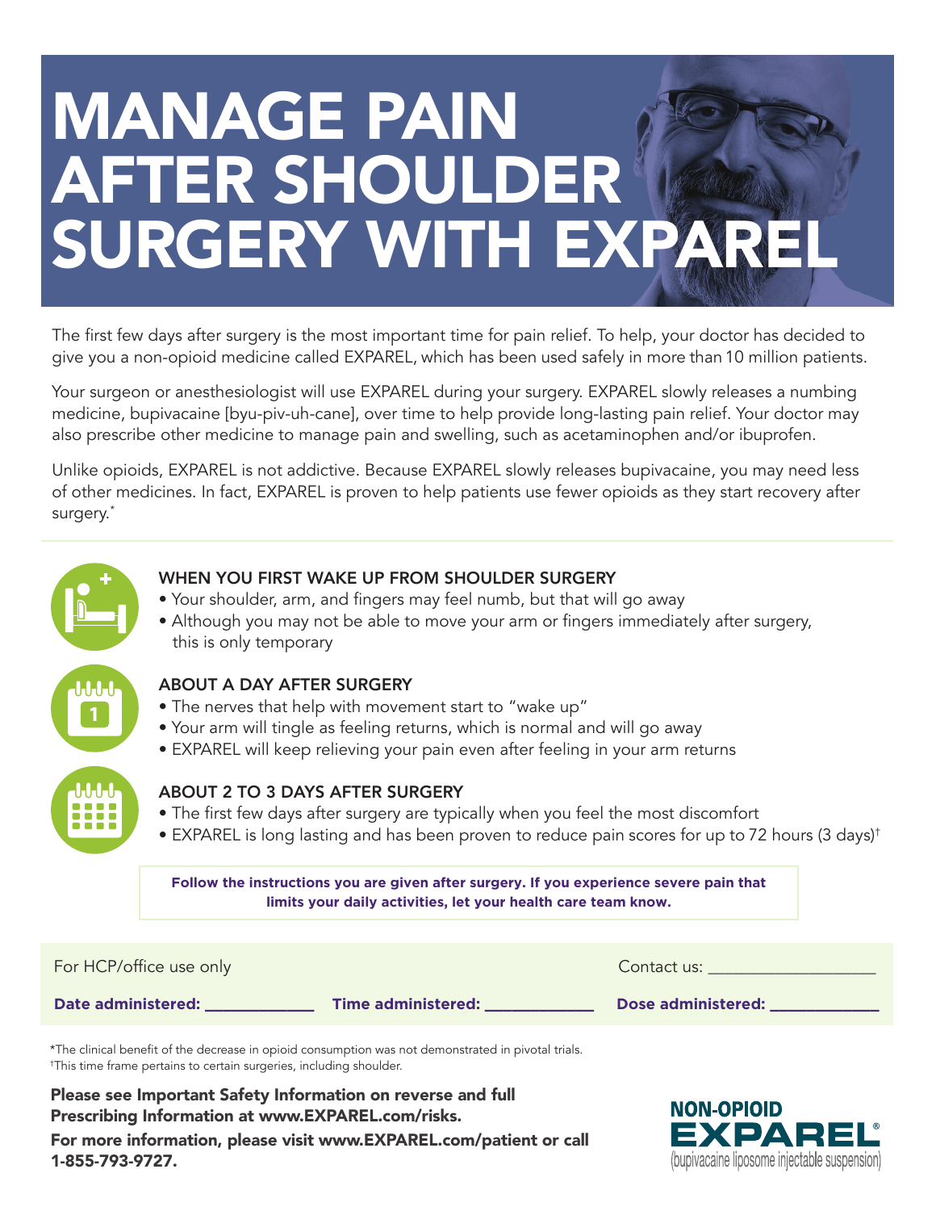# MANAGE PAIN AFTER SHOULDER SURGERY WITH EXPAREL

The first few days after surgery is the most important time for pain relief. To help, your doctor has decided to give you a non-opioid medicine called EXPAREL, which has been used safely in more than 10 million patients.

Your surgeon or anesthesiologist will use EXPAREL during your surgery. EXPAREL slowly releases a numbing medicine, bupivacaine [byu-piv-uh-cane], over time to help provide long-lasting pain relief. Your doctor may also prescribe other medicine to manage pain and swelling, such as acetaminophen and/or ibuprofen.

Unlike opioids, EXPAREL is not addictive. Because EXPAREL slowly releases bupivacaine, you may need less of other medicines. In fact, EXPAREL is proven to help patients use fewer opioids as they start recovery after surgery.*

### WHEN YOU FIRST WAKE UP FROM SHOULDER SURGERY

- Your shoulder, arm, and fingers may feel numb, but that will go away
- Although you may not be able to move your arm or fingers immediately after surgery, this is only temporary

### ABOUT A DAY AFTER SURGERY

- The nerves that help with movement start to "wake up"
- Your arm will tingle as feeling returns, which is normal and will go away
- EXPAREL will keep relieving your pain even after feeling in your arm returns

### ABOUT 2 TO 3 DAYS AFTER SURGERY

- The first few days after surgery are typically when you feel the most discomfort
- EXPAREL is long lasting and has been proven to reduce pain scores for up to 72 hours (3 days)†

**Follow the instructions you are given after surgery. If you experience severe pain that limits your daily activities, let your health care team know.**

For HCP/office use only

Contact us: ___________________

**Date administered:** ____________ **Time administered:** ____________ **Dose administered:** ____________

*The clinical benefit of the decrease in opioid consumption was not demonstrated in pivotal trials.
†This time frame pertains to certain surgeries, including shoulder.

**Please see Important Safety Information on reverse and full Prescribing Information at www.EXPAREL.com/risks.**

**For more information, please visit www.EXPAREL.com/patient or call 1-855-793-9727.**

NON-OPIOID
EXPAREL®
(bupivacaine liposome injectable suspension)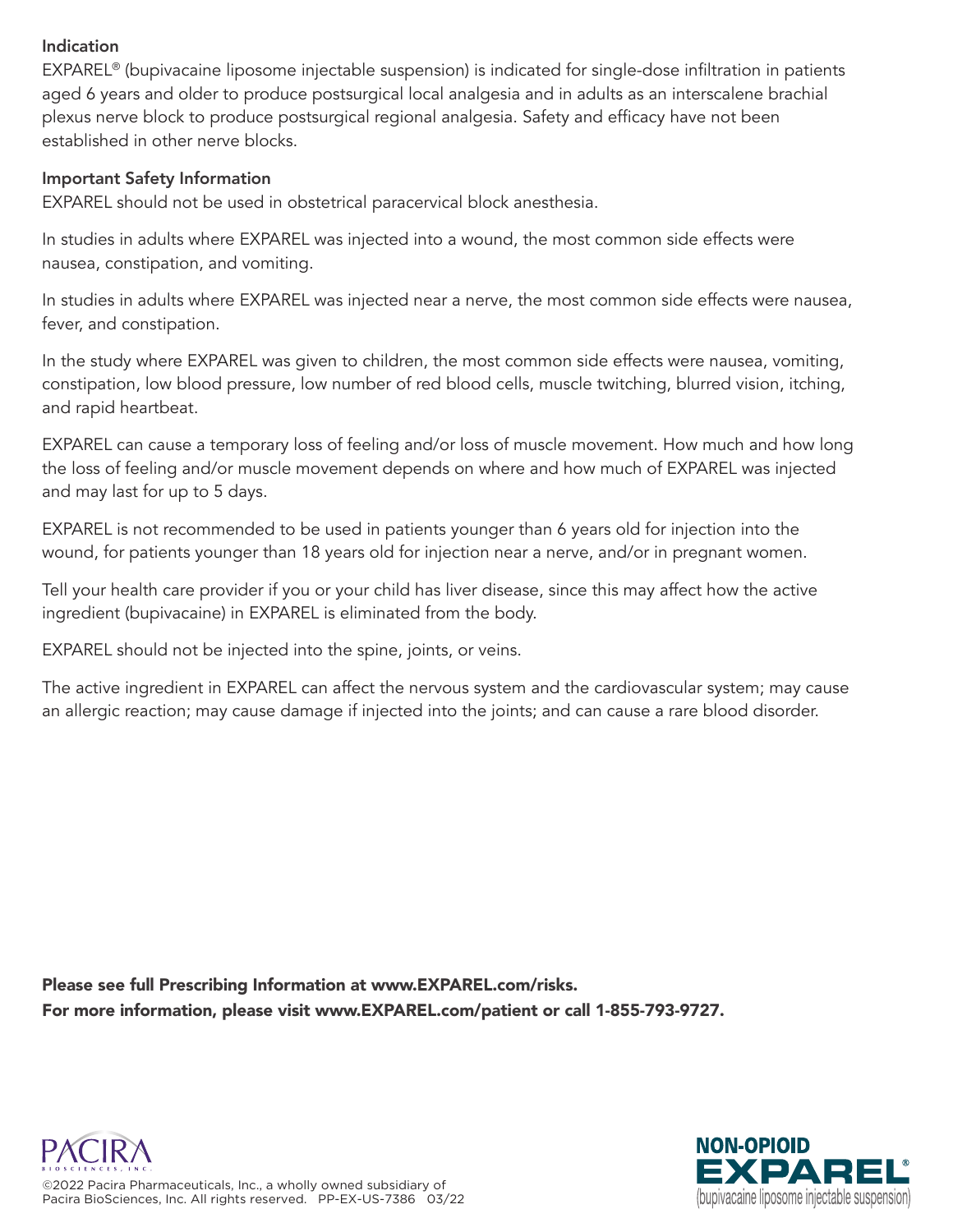### Indication

EXPAREL® (bupivacaine liposome injectable suspension) is indicated for single-dose infiltration in patients aged 6 years and older to produce postsurgical local analgesia and in adults as an interscalene brachial plexus nerve block to produce postsurgical regional analgesia. Safety and efficacy have not been established in other nerve blocks.

### Important Safety Information

EXPAREL should not be used in obstetrical paracervical block anesthesia.

In studies in adults where EXPAREL was injected into a wound, the most common side effects were nausea, constipation, and vomiting.

In studies in adults where EXPAREL was injected near a nerve, the most common side effects were nausea, fever, and constipation.

In the study where EXPAREL was given to children, the most common side effects were nausea, vomiting, constipation, low blood pressure, low number of red blood cells, muscle twitching, blurred vision, itching, and rapid heartbeat.

EXPAREL can cause a temporary loss of feeling and/or loss of muscle movement. How much and how long the loss of feeling and/or muscle movement depends on where and how much of EXPAREL was injected and may last for up to 5 days.

EXPAREL is not recommended to be used in patients younger than 6 years old for injection into the wound, for patients younger than 18 years old for injection near a nerve, and/or in pregnant women.

Tell your health care provider if you or your child has liver disease, since this may affect how the active ingredient (bupivacaine) in EXPAREL is eliminated from the body.

EXPAREL should not be injected into the spine, joints, or veins.

The active ingredient in EXPAREL can affect the nervous system and the cardiovascular system; may cause an allergic reaction; may cause damage if injected into the joints; and can cause a rare blood disorder.

**Please see full Prescribing Information at www.EXPAREL.com/risks.**
**For more information, please visit www.EXPAREL.com/patient or call 1-855-793-9727.**

PACIRA BIOSCIENCES, INC.

©2022 Pacira Pharmaceuticals, Inc., a wholly owned subsidiary of Pacira BioSciences, Inc. All rights reserved. PP-EX-US-7386 03/22

NON-OPIOID EXPAREL® (bupivacaine liposome injectable suspension)